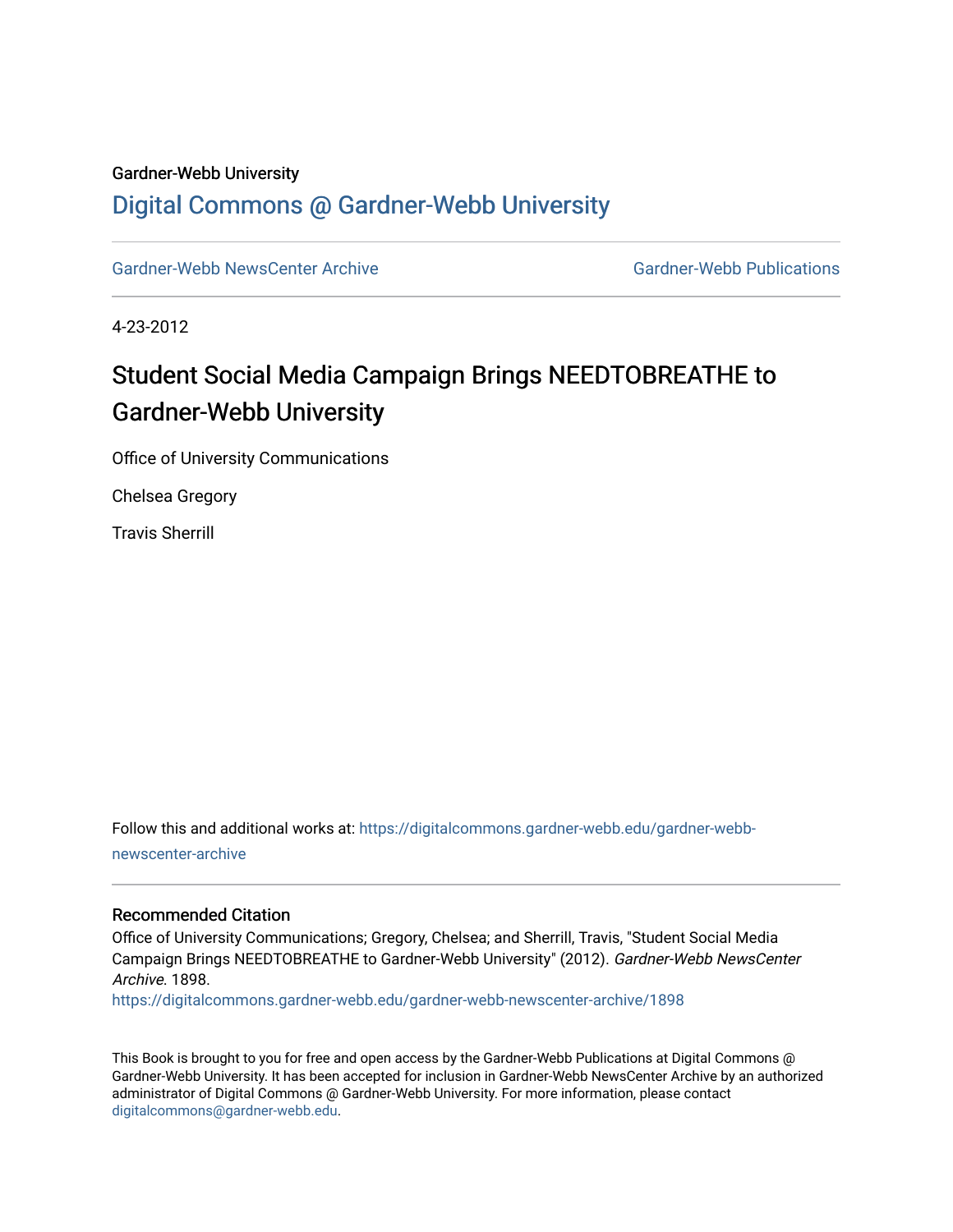Gardner-Webb University

## Digital Commons @ Gardner-Webb University

Gardner-Webb NewsCenter Archive | Gardner-Webb Publications

4-23-2012

# Student Social Media Campaign Brings NEEDTOBREATHE to Gardner-Webb University

Office of University Communications

Chelsea Gregory

Travis Sherrill

Follow this and additional works at: https://digitalcommons.gardner-webb.edu/gardner-webb-newscenter-archive

### Recommended Citation

Office of University Communications; Gregory, Chelsea; and Sherrill, Travis, "Student Social Media Campaign Brings NEEDTOBREATHE to Gardner-Webb University" (2012). *Gardner-Webb NewsCenter Archive*. 1898.
https://digitalcommons.gardner-webb.edu/gardner-webb-newscenter-archive/1898

This Book is brought to you for free and open access by the Gardner-Webb Publications at Digital Commons @ Gardner-Webb University. It has been accepted for inclusion in Gardner-Webb NewsCenter Archive by an authorized administrator of Digital Commons @ Gardner-Webb University. For more information, please contact digitalcommons@gardner-webb.edu.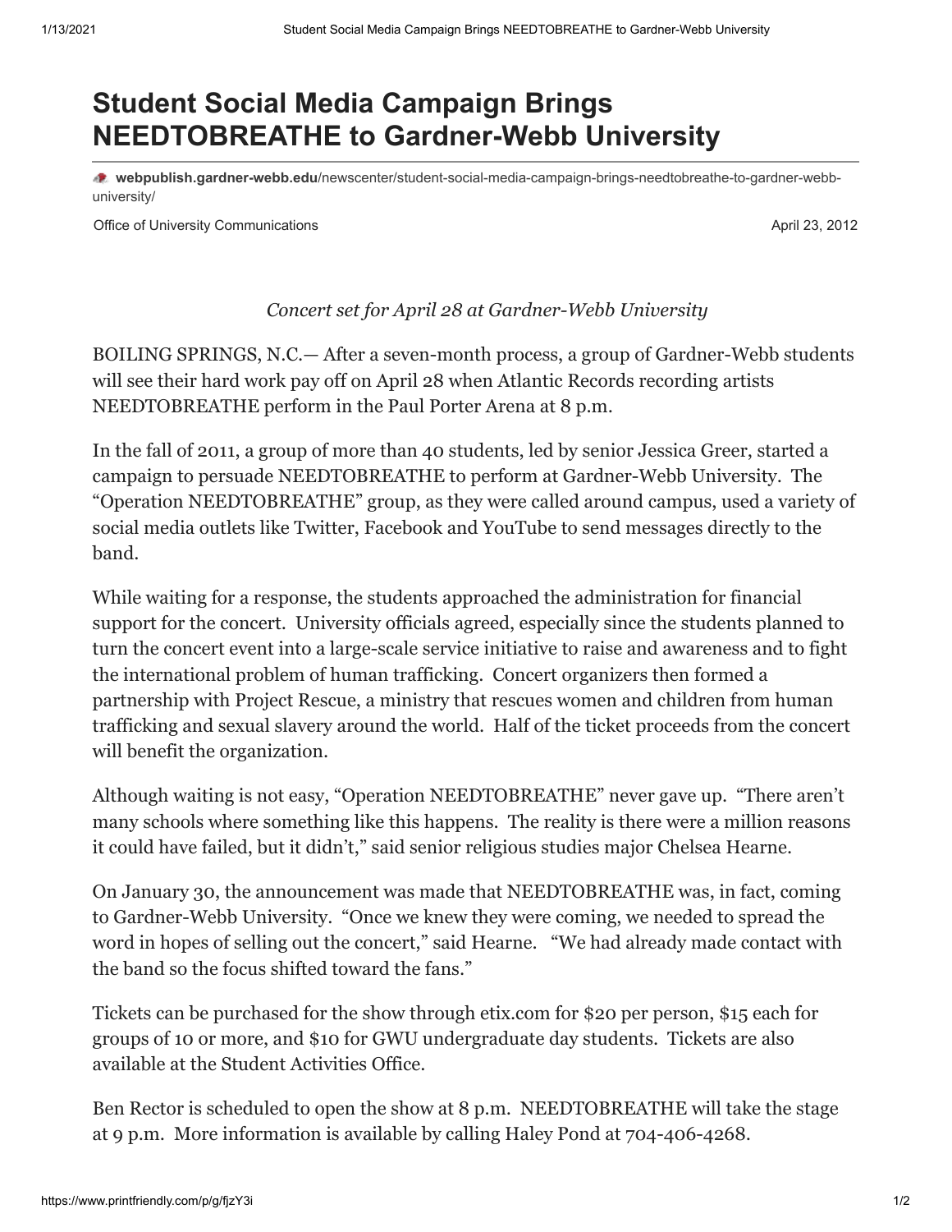# Student Social Media Campaign Brings NEEDTOBREATHE to Gardner-Webb University

**webpublish.gardner-webb.edu**/newscenter/student-social-media-campaign-brings-needtobreathe-to-gardner-webb-university/

Office of University Communications April 23, 2012

*Concert set for April 28 at Gardner-Webb University*

BOILING SPRINGS, N.C.— After a seven-month process, a group of Gardner-Webb students will see their hard work pay off on April 28 when Atlantic Records recording artists NEEDTOBREATHE perform in the Paul Porter Arena at 8 p.m.

In the fall of 2011, a group of more than 40 students, led by senior Jessica Greer, started a campaign to persuade NEEDTOBREATHE to perform at Gardner-Webb University. The "Operation NEEDTOBREATHE" group, as they were called around campus, used a variety of social media outlets like Twitter, Facebook and YouTube to send messages directly to the band.

While waiting for a response, the students approached the administration for financial support for the concert. University officials agreed, especially since the students planned to turn the concert event into a large-scale service initiative to raise and awareness and to fight the international problem of human trafficking. Concert organizers then formed a partnership with Project Rescue, a ministry that rescues women and children from human trafficking and sexual slavery around the world. Half of the ticket proceeds from the concert will benefit the organization.

Although waiting is not easy, "Operation NEEDTOBREATHE" never gave up. "There aren't many schools where something like this happens. The reality is there were a million reasons it could have failed, but it didn't," said senior religious studies major Chelsea Hearne.

On January 30, the announcement was made that NEEDTOBREATHE was, in fact, coming to Gardner-Webb University. "Once we knew they were coming, we needed to spread the word in hopes of selling out the concert," said Hearne. "We had already made contact with the band so the focus shifted toward the fans."

Tickets can be purchased for the show through etix.com for $20 per person, $15 each for groups of 10 or more, and $10 for GWU undergraduate day students. Tickets are also available at the Student Activities Office.

Ben Rector is scheduled to open the show at 8 p.m. NEEDTOBREATHE will take the stage at 9 p.m. More information is available by calling Haley Pond at 704-406-4268.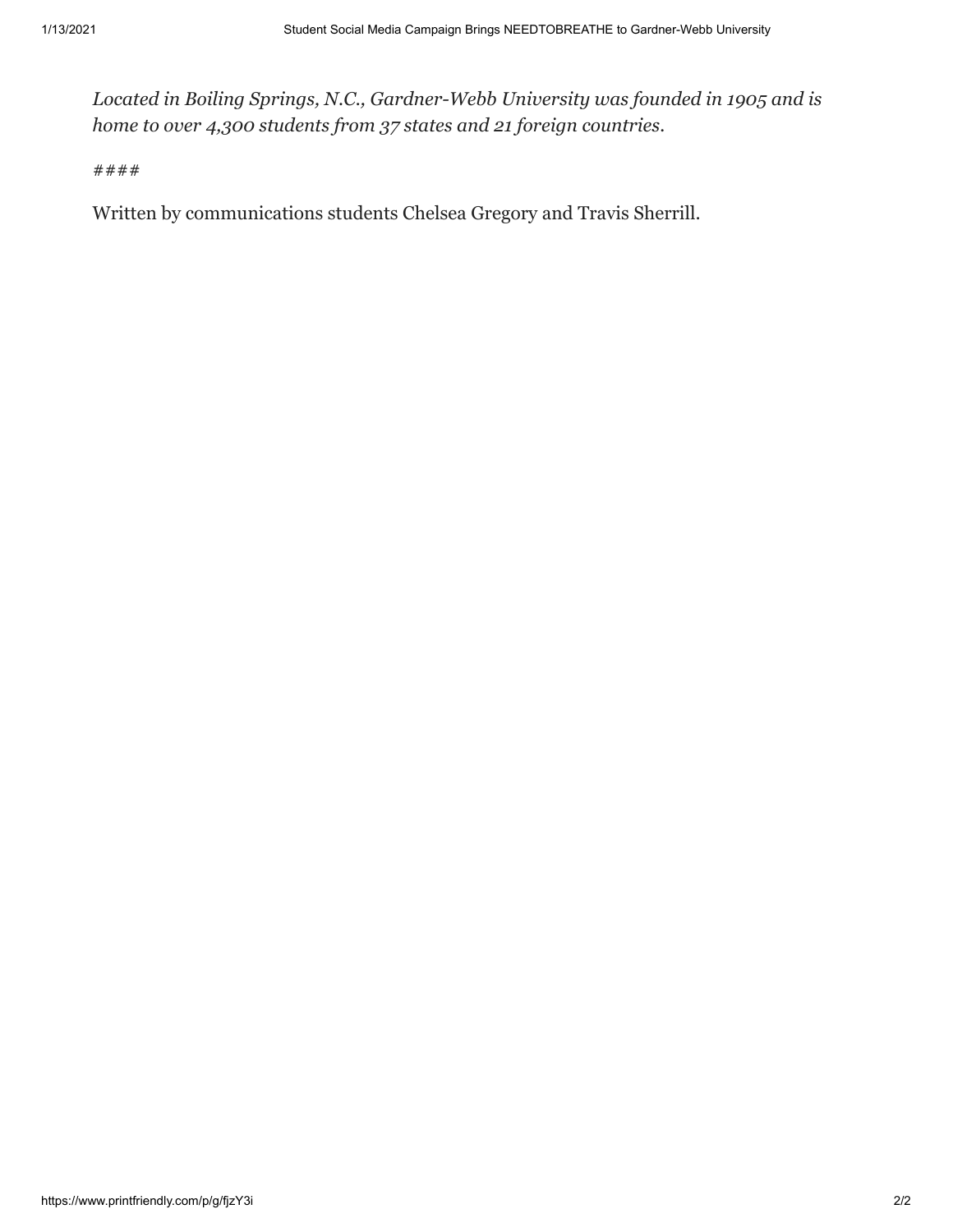*Located in Boiling Springs, N.C., Gardner-Webb University was founded in 1905 and is home to over 4,300 students from 37 states and 21 foreign countries.*

*####*

Written by communications students Chelsea Gregory and Travis Sherrill.